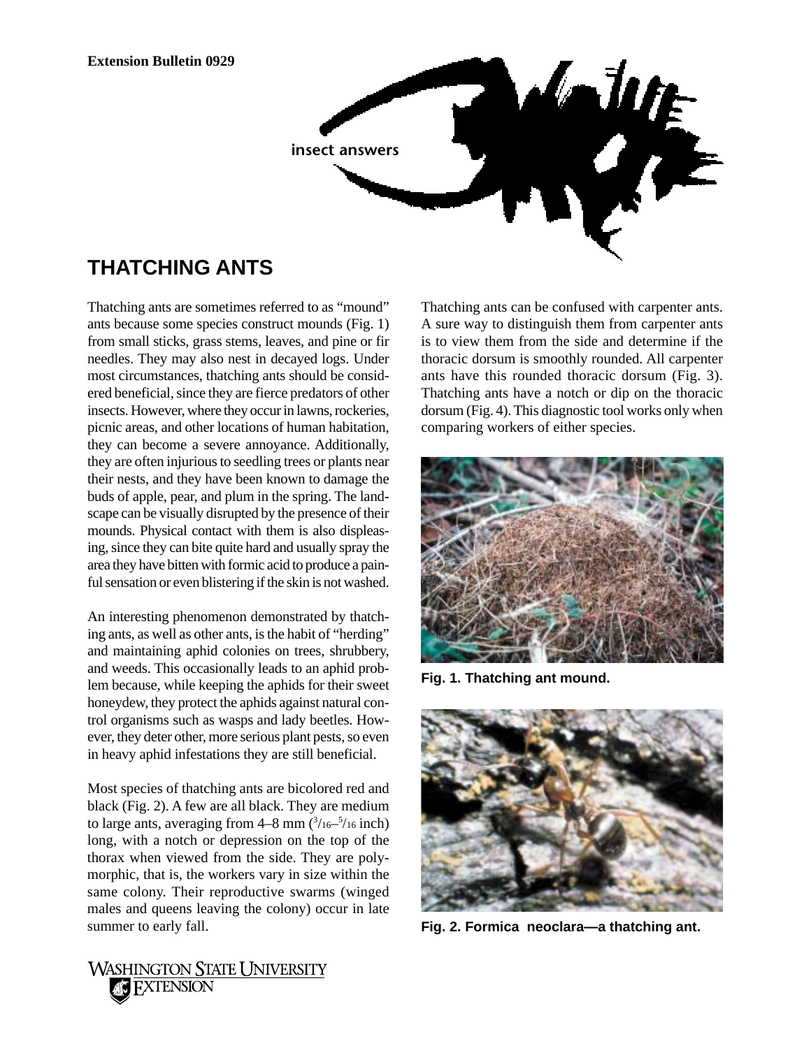Extension Bulletin 0929

insect answers

# THATCHING ANTS

Thatching ants are sometimes referred to as "mound" ants because some species construct mounds (Fig. 1) from small sticks, grass stems, leaves, and pine or fir needles. They may also nest in decayed logs. Under most circumstances, thatching ants should be considered beneficial, since they are fierce predators of other insects. However, where they occur in lawns, rockeries, picnic areas, and other locations of human habitation, they can become a severe annoyance. Additionally, they are often injurious to seedling trees or plants near their nests, and they have been known to damage the buds of apple, pear, and plum in the spring. The landscape can be visually disrupted by the presence of their mounds. Physical contact with them is also displeasing, since they can bite quite hard and usually spray the area they have bitten with formic acid to produce a painful sensation or even blistering if the skin is not washed.

An interesting phenomenon demonstrated by thatching ants, as well as other ants, is the habit of "herding" and maintaining aphid colonies on trees, shrubbery, and weeds. This occasionally leads to an aphid problem because, while keeping the aphids for their sweet honeydew, they protect the aphids against natural control organisms such as wasps and lady beetles. However, they deter other, more serious plant pests, so even in heavy aphid infestations they are still beneficial.

Most species of thatching ants are bicolored red and black (Fig. 2). A few are all black. They are medium to large ants, averaging from 4–8 mm ($^{3}/_{16}$–$^{5}/_{16}$ inch) long, with a notch or depression on the top of the thorax when viewed from the side. They are polymorphic, that is, the workers vary in size within the same colony. Their reproductive swarms (winged males and queens leaving the colony) occur in late summer to early fall.

Thatching ants can be confused with carpenter ants. A sure way to distinguish them from carpenter ants is to view them from the side and determine if the thoracic dorsum is smoothly rounded. All carpenter ants have this rounded thoracic dorsum (Fig. 3). Thatching ants have a notch or dip on the thoracic dorsum (Fig. 4). This diagnostic tool works only when comparing workers of either species.

**Fig. 1. Thatching ant mound.**

**Fig. 2. Formica neoclara—a thatching ant.**

Washington State University Extension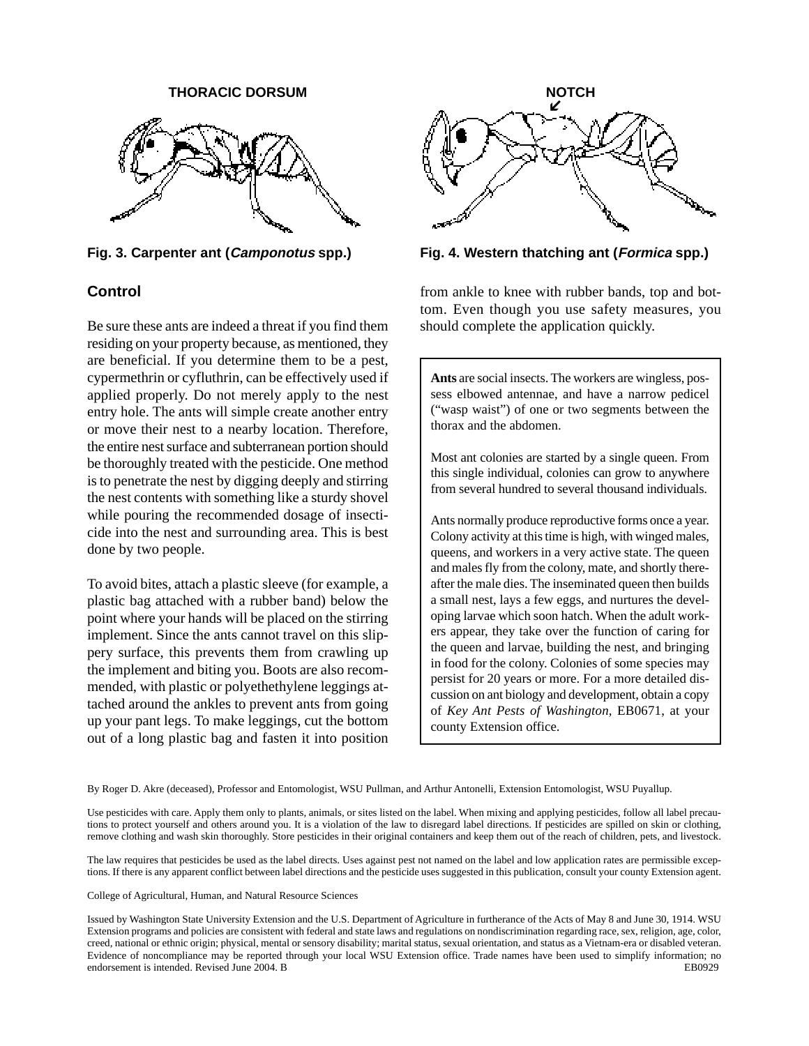THORACIC DORSUM

NOTCH

Fig. 3. Carpenter ant (***Camponotus*** spp.)

Fig. 4. Western thatching ant (***Formica*** spp.)

## Control

Be sure these ants are indeed a threat if you find them residing on your property because, as mentioned, they are beneficial. If you determine them to be a pest, cypermethrin or cyfluthrin, can be effectively used if applied properly. Do not merely apply to the nest entry hole. The ants will simple create another entry or move their nest to a nearby location. Therefore, the entire nest surface and subterranean portion should be thoroughly treated with the pesticide. One method is to penetrate the nest by digging deeply and stirring the nest contents with something like a sturdy shovel while pouring the recommended dosage of insecticide into the nest and surrounding area. This is best done by two people.

To avoid bites, attach a plastic sleeve (for example, a plastic bag attached with a rubber band) below the point where your hands will be placed on the stirring implement. Since the ants cannot travel on this slippery surface, this prevents them from crawling up the implement and biting you. Boots are also recommended, with plastic or polyethethylene leggings attached around the ankles to prevent ants from going up your pant legs. To make leggings, cut the bottom out of a long plastic bag and fasten it into position from ankle to knee with rubber bands, top and bottom. Even though you use safety measures, you should complete the application quickly.

**Ants** are social insects. The workers are wingless, possess elbowed antennae, and have a narrow pedicel ("wasp waist") of one or two segments between the thorax and the abdomen.

Most ant colonies are started by a single queen. From this single individual, colonies can grow to anywhere from several hundred to several thousand individuals.

Ants normally produce reproductive forms once a year. Colony activity at this time is high, with winged males, queens, and workers in a very active state. The queen and males fly from the colony, mate, and shortly thereafter the male dies. The inseminated queen then builds a small nest, lays a few eggs, and nurtures the developing larvae which soon hatch. When the adult workers appear, they take over the function of caring for the queen and larvae, building the nest, and bringing in food for the colony. Colonies of some species may persist for 20 years or more. For a more detailed discussion on ant biology and development, obtain a copy of *Key Ant Pests of Washington,* EB0671, at your county Extension office.

By Roger D. Akre (deceased), Professor and Entomologist, WSU Pullman, and Arthur Antonelli, Extension Entomologist, WSU Puyallup.

Use pesticides with care. Apply them only to plants, animals, or sites listed on the label. When mixing and applying pesticides, follow all label precautions to protect yourself and others around you. It is a violation of the law to disregard label directions. If pesticides are spilled on skin or clothing, remove clothing and wash skin thoroughly. Store pesticides in their original containers and keep them out of the reach of children, pets, and livestock.

The law requires that pesticides be used as the label directs. Uses against pest not named on the label and low application rates are permissible exceptions. If there is any apparent conflict between label directions and the pesticide uses suggested in this publication, consult your county Extension agent.

College of Agricultural, Human, and Natural Resource Sciences

Issued by Washington State University Extension and the U.S. Department of Agriculture in furtherance of the Acts of May 8 and June 30, 1914. WSU Extension programs and policies are consistent with federal and state laws and regulations on nondiscrimination regarding race, sex, religion, age, color, creed, national or ethnic origin; physical, mental or sensory disability; marital status, sexual orientation, and status as a Vietnam-era or disabled veteran. Evidence of noncompliance may be reported through your local WSU Extension office. Trade names have been used to simplify information; no endorsement is intended. Revised June 2004. B EB0929